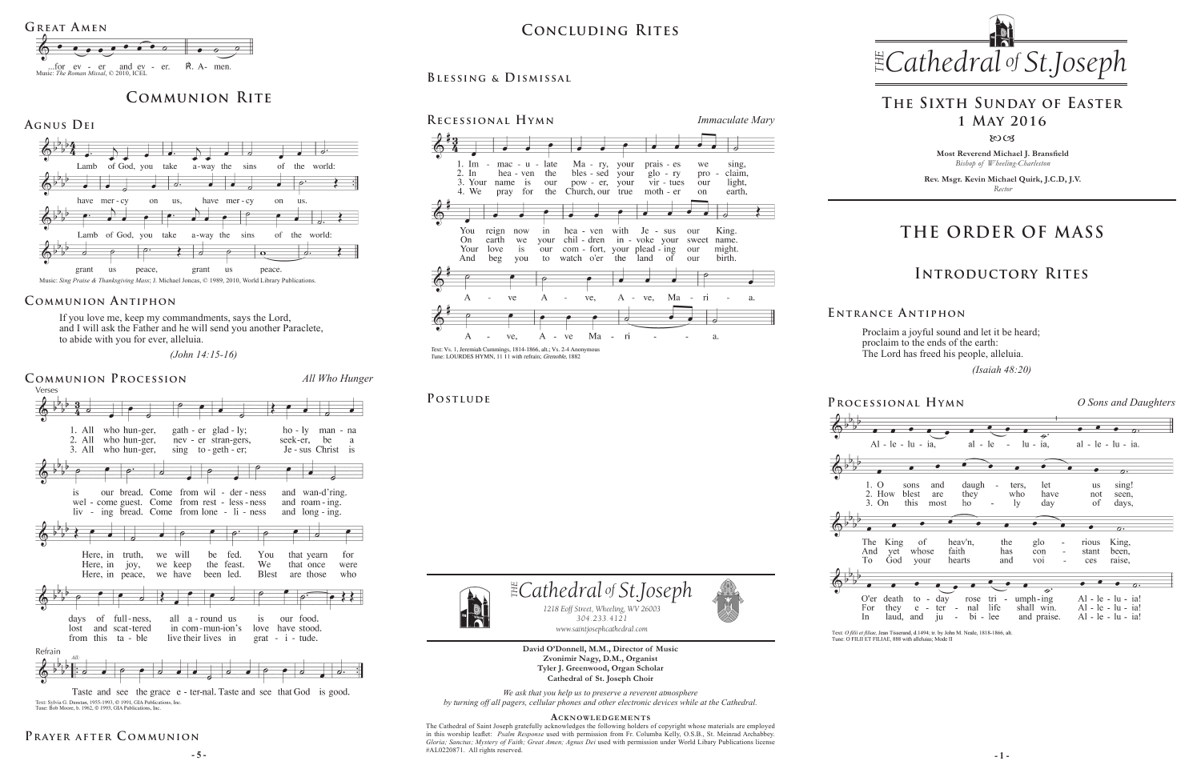## Great Amen

...for ev - er and ev - er. ℟. A- men.

Music: *The Roman Missal*, © 2010, ICEL

# Communion Rite

## Agnus Dei

Lamb of God, you take a-way the sins of the world:
have mer-cy on us, have mer-cy on us.
Lamb of God, you take a-way the sins of the world:
grant us peace, grant us peace.

Music: *Sing Praise & Thanksgiving Mass*; J. Michael Joncas, © 1989, 2010, World Library Publications.

## Communion Antiphon

If you love me, keep my commandments, says the Lord,
and I will ask the Father and he will send you another Paraclete,
to abide with you for ever, alleluia.

*(John 14:15-16)*

## Communion Procession

*All Who Hunger*

Verses

1. All who hun-ger, gath - er glad - ly; ho - ly man - na is our bread. Come from wil - der - ness and wan-d'ring. Here, in truth, we will be fed. You that yearn for days of full - ness, all a - round us is our food.
2. All who hun-ger, nev - er stran-gers, seek-er, be a wel - come guest. Come from rest - less - ness and roam - ing. Here, in joy, we keep the feast. We that once were lost and scat-tered in com - mun-ion's love have stood.
3. All who hun-ger, sing to - geth - er; Je - sus Christ is liv - ing bread. Come from lone - li - ness and long - ing. Here, in peace, we have been led. Blest are those who from this ta - ble live their lives in grat - i - tude.

Refrain

All: Taste and see the grace e - ter-nal. Taste and see that God is good.

Text: Sylvia G. Dunstan, 1955-1993, © 1991, GIA Publications, Inc.
Tune: Bob Moore, b. 1962, © 1993, GIA Publications, Inc.

## Prayer after Communion

# Concluding Rites

## Blessing & Dismissal

## Recessional Hymn

*Immaculate Mary*

1. Im - mac - u - late Ma - ry, your prais - es we sing, You reign now in hea - ven with Je - sus our King.
2. In hea - ven the bles - sed your glo - ry pro - claim, On earth we your chil - dren in - voke your sweet name.
3. Your name is our pow - er, your vir - tues our light, Your love is our com - fort, your plead - ing our might.
4. We pray for the Church, our true moth - er on earth, And beg you to watch o'er the land of our birth.

A - ve A - ve, A - ve, Ma - ri - a.
A - ve, A - ve Ma - ri - a.

Text: Vs. 1, Jeremiah Cummings, 1814-1866, alt.; Vs. 2-4 Anonymous
Tune: LOURDES HYMN, 11 11 with refrain; *Grenoble*, 1882

## Postlude

**The Cathedral of St. Joseph**

*1218 Eoff Street, Wheeling, WV 26003*
*304.233.4121*
*www.saintjosephcathedral.com*

**David O'Donnell, M.M., Director of Music**
**Zvonimir Nagy, D.M., Organist**
**Tyler J. Greenwood, Organ Scholar**
**Cathedral of St. Joseph Choir**

*We ask that you help us to preserve a reverent atmosphere by turning off all pagers, cellular phones and other electronic devices while at the Cathedral.*

### Acknowledgements

The Cathedral of Saint Joseph gratefully acknowledges the following holders of copyright whose materials are employed in this worship leaflet: *Psalm Response* used with permission from Fr. Columba Kelly, O.S.B., St. Meinrad Archabbey. *Gloria; Sanctus; Mystery of Faith; Great Amen; Agnus Dei* used with permission under World Libary Publications license #AL0220871. All rights reserved.

**The Cathedral of St. Joseph**

# The Sixth Sunday of Easter
# 1 May 2016

**Most Reverend Michael J. Bransfield**
*Bishop of Wheeling-Charleston*

**Rev. Msgr. Kevin Michael Quirk, J.C.D, J.V.**
*Rector*

# THE ORDER OF MASS

# Introductory Rites

## Entrance Antiphon

Proclaim a joyful sound and let it be heard;
proclaim to the ends of the earth:
The Lord has freed his people, alleluia.

*(Isaiah 48:20)*

## Processional Hymn

*O Sons and Daughters*

Al - le - lu - ia, al - le - lu - ia, al - le - lu - ia.

1. O sons and daugh - ters, let us sing! The King of heav'n, the glo - rious King, O'er death to - day rose tri - umph-ing Al - le - lu - ia!
2. How blest are they who have not seen, And yet whose faith has con - stant been, For they e - ter - nal life shall win. Al - le - lu - ia!
3. On this most ho - ly day of days, To God your hearts and voi - ces raise, In laud, and ju - bi - lee and praise. Al - le - lu - ia!

Text: *O filii et filiae*, Jean Tisserand, d.1494; tr. by John M. Neale, 1818-1866, alt.
Tune: O FILII ET FILIAE, 888 with alleluias; Mode II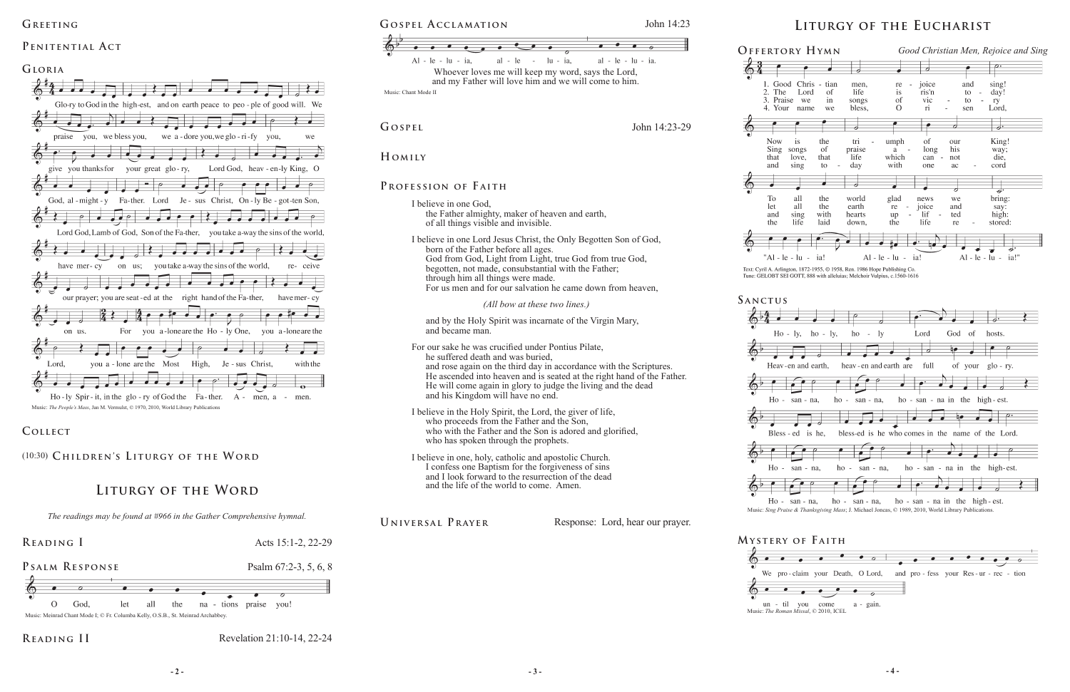## Greeting

## Penitential Act

## Gloria

Glo-ry to God in the high-est, and on earth peace to peo-ple of good will. We praise you, we bless you, we a-dore you, we glo-ri-fy you, we give you thanks for your great glo-ry, Lord God, heav-en-ly King, O God, al-might-y Fa-ther. Lord Je-sus Christ, On-ly Be-got-ten Son, Lord God, Lamb of God, Son of the Fa-ther, you take a-way the sins of the world, have mer-cy on us; you take a-way the sins of the world, re-ceive our prayer; you are seat-ed at the right hand of the Fa-ther, have mer-cy on us. For you a-lone are the Ho-ly One, you a-lone are the Lord, you a-lone are the Most High, Je-sus Christ, with the Ho-ly Spir-it, in the glo-ry of God the Fa-ther. A-men, a-men.

Music: *The People's Mass*, Jan M. Vermulst, © 1970, 2010, World Library Publications

## Collect

## (10:30) Children's Liturgy of the Word

# Liturgy of the Word

*The readings may be found at #966 in the Gather Comprehensive hymnal.*

## Reading I

Acts 15:1-2, 22-29

## Psalm Response

Psalm 67:2-3, 5, 6, 8

O God, let all the na-tions praise you!

Music: Meinrad Chant Mode I; © Fr. Columba Kelly, O.S.B., St. Meinrad Archabbey.

## Reading II

Revelation 21:10-14, 22-24

## Gospel Acclamation

John 14:23

Al-le-lu-ia, al-le-lu-ia, al-le-lu-ia.

Whoever loves me will keep my word, says the Lord,
and my Father will love him and we will come to him.

Music: Chant Mode II

## Gospel

John 14:23-29

## Homily

## Profession of Faith

I believe in one God,
the Father almighty, maker of heaven and earth,
of all things visible and invisible.

I believe in one Lord Jesus Christ, the Only Begotten Son of God,
born of the Father before all ages.
God from God, Light from Light, true God from true God,
begotten, not made, consubstantial with the Father;
through him all things were made.
For us men and for our salvation he came down from heaven,

*(All bow at these two lines.)*

and by the Holy Spirit was incarnate of the Virgin Mary,
and became man.

For our sake he was crucified under Pontius Pilate,
he suffered death and was buried,
and rose again on the third day in accordance with the Scriptures.
He ascended into heaven and is seated at the right hand of the Father.
He will come again in glory to judge the living and the dead
and his Kingdom will have no end.

I believe in the Holy Spirit, the Lord, the giver of life,
who proceeds from the Father and the Son,
who with the Father and the Son is adored and glorified,
who has spoken through the prophets.

I believe in one, holy, catholic and apostolic Church.
I confess one Baptism for the forgiveness of sins
and I look forward to the resurrection of the dead
and the life of the world to come. Amen.

## Universal Prayer

Response: Lord, hear our prayer.

# Liturgy of the Eucharist

## Offertory Hymn

*Good Christian Men, Rejoice and Sing*

1. Good Christian men, rejoice and sing! Now is the triumph of our King! To all the world glad news we bring: "Alleluia! Alleluia! Alleluia!"
2. The Lord of life is ris'n today! Sing songs of praise along his way; let all the earth rejoice and say:
3. Praise we in songs of victory that love, that life which cannot die, and sing with hearts uplifted high:
4. Your name we bless, O risen Lord, and sing today with one accord the life laid down, the life restored:

Text: Cyril A. Arlington, 1872-1955, © 1958, Ren. 1986 Hope Publishing Co.
Tune: GELOBT SEI GOTT, 888 with alleluias; Melchoir Vulpius, c.1560-1616

## Sanctus

Ho-ly, ho-ly, ho-ly Lord God of hosts. Heav-en and earth, heav-en and earth are full of your glo-ry. Ho-san-na, ho-san-na, ho-san-na in the high-est. Bless-ed is he, bless-ed is he who comes in the name of the Lord. Ho-san-na, ho-san-na, ho-san-na in the high-est. Ho-san-na, ho-san-na, ho-san-na in the high-est.

Music: *Sing Praise & Thanksgiving Mass*; J. Michael Joncas, © 1989, 2010, World Library Publications.

## Mystery of Faith

We pro-claim your Death, O Lord, and pro-fess your Res-ur-rec-tion un-til you come a-gain.

Music: *The Roman Missal*, © 2010, ICEL